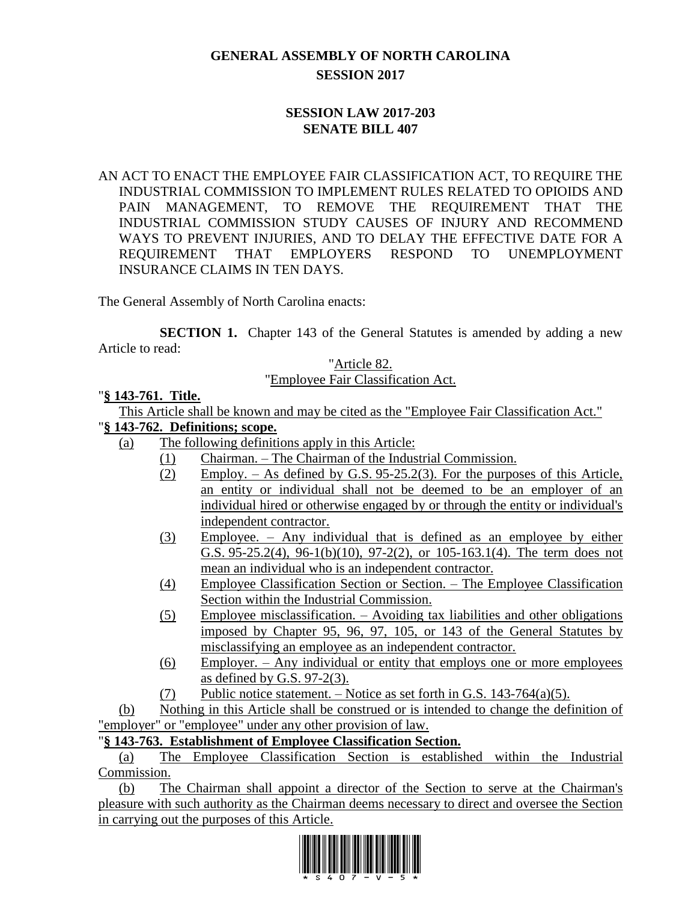# GENERAL ASSEMBLY OF NORTH CAROLINA
## SESSION 2017

## SESSION LAW 2017-203
## SENATE BILL 407

AN ACT TO ENACT THE EMPLOYEE FAIR CLASSIFICATION ACT, TO REQUIRE THE INDUSTRIAL COMMISSION TO IMPLEMENT RULES RELATED TO OPIOIDS AND PAIN MANAGEMENT, TO REMOVE THE REQUIREMENT THAT THE INDUSTRIAL COMMISSION STUDY CAUSES OF INJURY AND RECOMMEND WAYS TO PREVENT INJURIES, AND TO DELAY THE EFFECTIVE DATE FOR A REQUIREMENT THAT EMPLOYERS RESPOND TO UNEMPLOYMENT INSURANCE CLAIMS IN TEN DAYS.

The General Assembly of North Carolina enacts:

**SECTION 1.** Chapter 143 of the General Statutes is amended by adding a new Article to read:

"Article 82.

"Employee Fair Classification Act.

"**§ 143-761. Title.**

This Article shall be known and may be cited as the "Employee Fair Classification Act."

"**§ 143-762. Definitions; scope.**

(a) The following definitions apply in this Article:

(1) Chairman. – The Chairman of the Industrial Commission.

(2) Employ. – As defined by G.S. 95-25.2(3). For the purposes of this Article, an entity or individual shall not be deemed to be an employer of an individual hired or otherwise engaged by or through the entity or individual's independent contractor.

(3) Employee. – Any individual that is defined as an employee by either G.S. 95-25.2(4), 96-1(b)(10), 97-2(2), or 105-163.1(4). The term does not mean an individual who is an independent contractor.

(4) Employee Classification Section or Section. – The Employee Classification Section within the Industrial Commission.

(5) Employee misclassification. – Avoiding tax liabilities and other obligations imposed by Chapter 95, 96, 97, 105, or 143 of the General Statutes by misclassifying an employee as an independent contractor.

(6) Employer. – Any individual or entity that employs one or more employees as defined by G.S. 97-2(3).

(7) Public notice statement. – Notice as set forth in G.S. 143-764(a)(5).

(b) Nothing in this Article shall be construed or is intended to change the definition of "employer" or "employee" under any other provision of law.

"**§ 143-763. Establishment of Employee Classification Section.**

(a) The Employee Classification Section is established within the Industrial Commission.

(b) The Chairman shall appoint a director of the Section to serve at the Chairman's pleasure with such authority as the Chairman deems necessary to direct and oversee the Section in carrying out the purposes of this Article.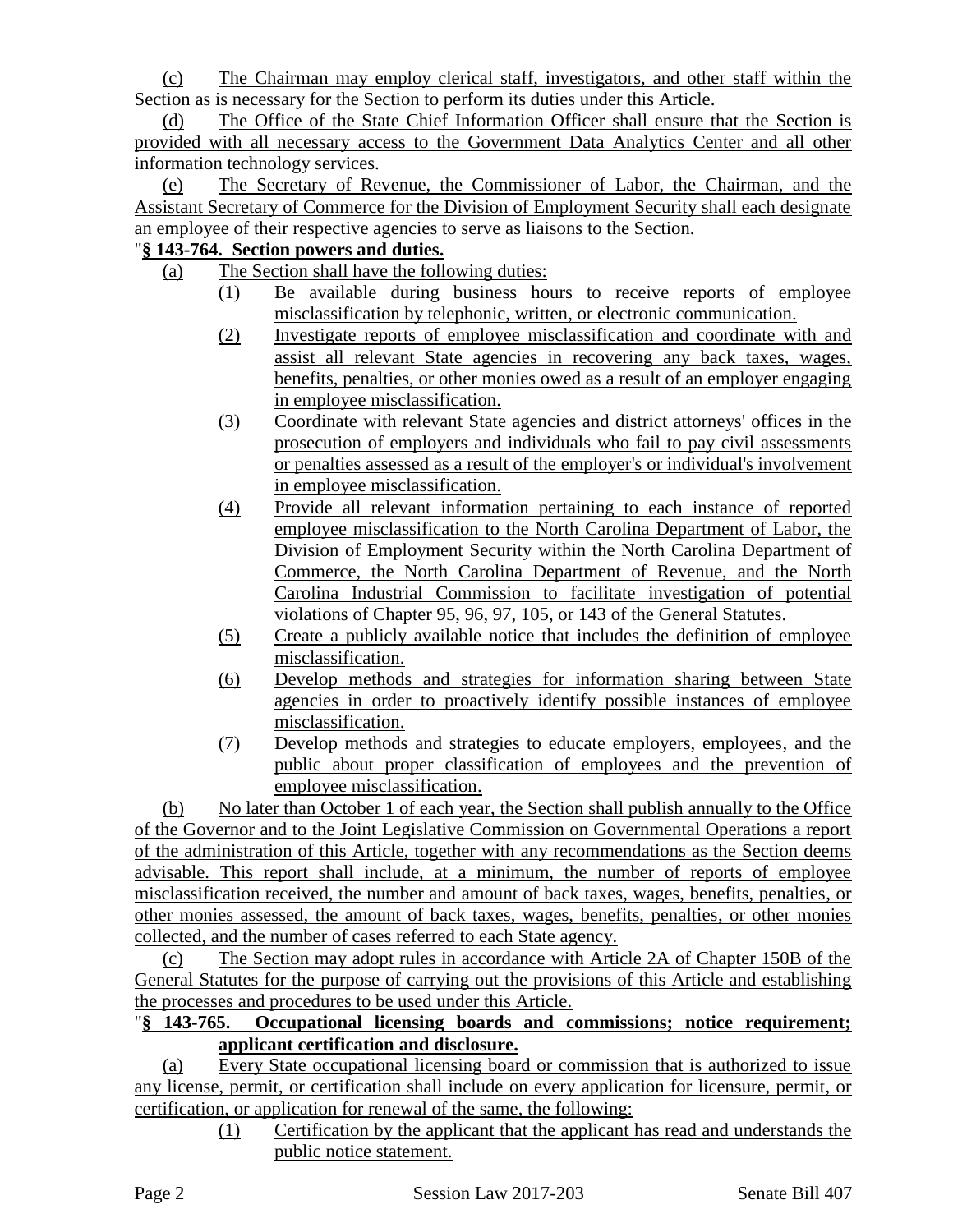(c) The Chairman may employ clerical staff, investigators, and other staff within the Section as is necessary for the Section to perform its duties under this Article.

(d) The Office of the State Chief Information Officer shall ensure that the Section is provided with all necessary access to the Government Data Analytics Center and all other information technology services.

(e) The Secretary of Revenue, the Commissioner of Labor, the Chairman, and the Assistant Secretary of Commerce for the Division of Employment Security shall each designate an employee of their respective agencies to serve as liaisons to the Section.

"**§ 143-764. Section powers and duties.**

(a) The Section shall have the following duties:

(1) Be available during business hours to receive reports of employee misclassification by telephonic, written, or electronic communication.

(2) Investigate reports of employee misclassification and coordinate with and assist all relevant State agencies in recovering any back taxes, wages, benefits, penalties, or other monies owed as a result of an employer engaging in employee misclassification.

(3) Coordinate with relevant State agencies and district attorneys' offices in the prosecution of employers and individuals who fail to pay civil assessments or penalties assessed as a result of the employer's or individual's involvement in employee misclassification.

(4) Provide all relevant information pertaining to each instance of reported employee misclassification to the North Carolina Department of Labor, the Division of Employment Security within the North Carolina Department of Commerce, the North Carolina Department of Revenue, and the North Carolina Industrial Commission to facilitate investigation of potential violations of Chapter 95, 96, 97, 105, or 143 of the General Statutes.

(5) Create a publicly available notice that includes the definition of employee misclassification.

(6) Develop methods and strategies for information sharing between State agencies in order to proactively identify possible instances of employee misclassification.

(7) Develop methods and strategies to educate employers, employees, and the public about proper classification of employees and the prevention of employee misclassification.

(b) No later than October 1 of each year, the Section shall publish annually to the Office of the Governor and to the Joint Legislative Commission on Governmental Operations a report of the administration of this Article, together with any recommendations as the Section deems advisable. This report shall include, at a minimum, the number of reports of employee misclassification received, the number and amount of back taxes, wages, benefits, penalties, or other monies assessed, the amount of back taxes, wages, benefits, penalties, or other monies collected, and the number of cases referred to each State agency.

(c) The Section may adopt rules in accordance with Article 2A of Chapter 150B of the General Statutes for the purpose of carrying out the provisions of this Article and establishing the processes and procedures to be used under this Article.

"**§ 143-765. Occupational licensing boards and commissions; notice requirement; applicant certification and disclosure.**

(a) Every State occupational licensing board or commission that is authorized to issue any license, permit, or certification shall include on every application for licensure, permit, or certification, or application for renewal of the same, the following:

(1) Certification by the applicant that the applicant has read and understands the public notice statement.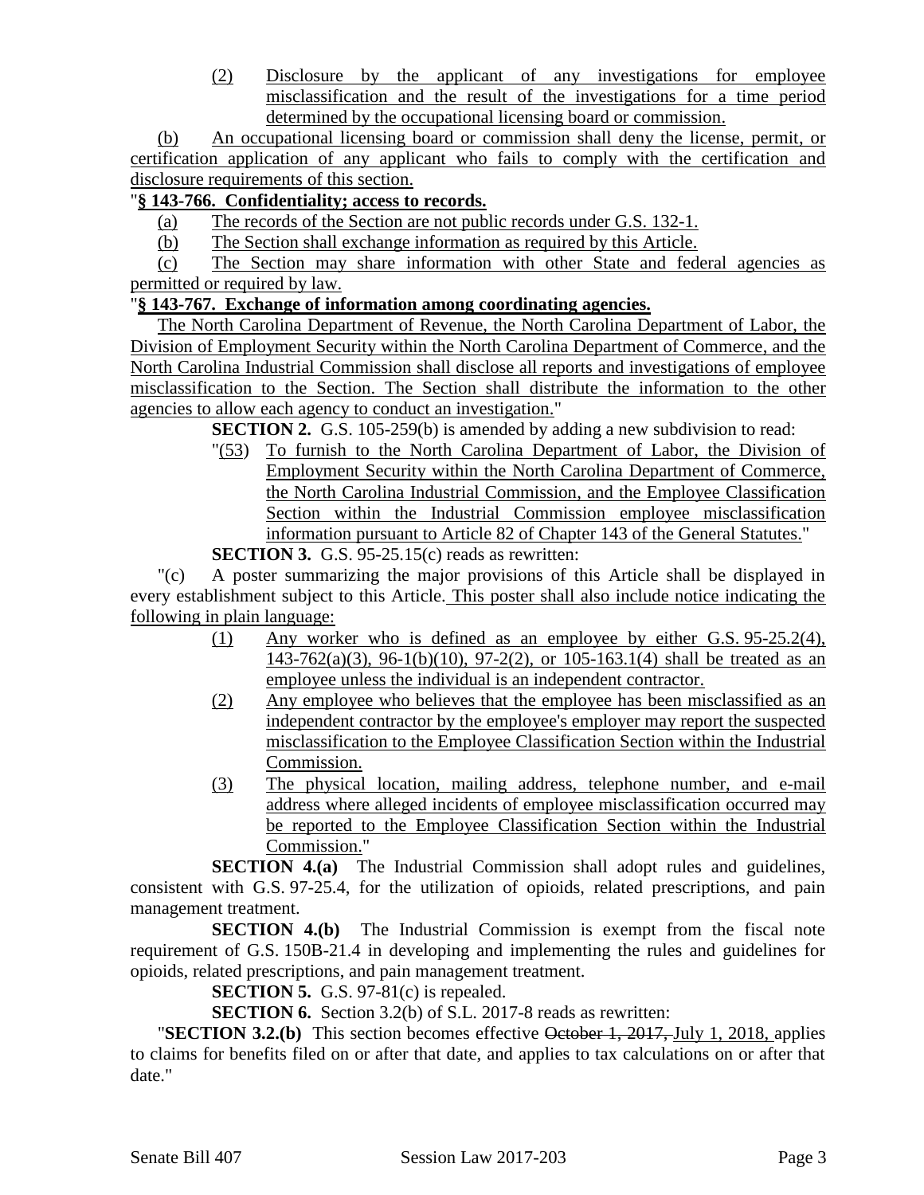(2) Disclosure by the applicant of any investigations for employee misclassification and the result of the investigations for a time period determined by the occupational licensing board or commission.

(b) An occupational licensing board or commission shall deny the license, permit, or certification application of any applicant who fails to comply with the certification and disclosure requirements of this section.

"**§ 143-766. Confidentiality; access to records.**

(a) The records of the Section are not public records under G.S. 132-1.

(b) The Section shall exchange information as required by this Article.

(c) The Section may share information with other State and federal agencies as permitted or required by law.

"**§ 143-767. Exchange of information among coordinating agencies.**

The North Carolina Department of Revenue, the North Carolina Department of Labor, the Division of Employment Security within the North Carolina Department of Commerce, and the North Carolina Industrial Commission shall disclose all reports and investigations of employee misclassification to the Section. The Section shall distribute the information to the other agencies to allow each agency to conduct an investigation."

**SECTION 2.** G.S. 105-259(b) is amended by adding a new subdivision to read:

"(53) To furnish to the North Carolina Department of Labor, the Division of Employment Security within the North Carolina Department of Commerce, the North Carolina Industrial Commission, and the Employee Classification Section within the Industrial Commission employee misclassification information pursuant to Article 82 of Chapter 143 of the General Statutes."

**SECTION 3.** G.S. 95-25.15(c) reads as rewritten:

"(c) A poster summarizing the major provisions of this Article shall be displayed in every establishment subject to this Article. This poster shall also include notice indicating the following in plain language:

(1) Any worker who is defined as an employee by either G.S. 95-25.2(4), 143-762(a)(3), 96-1(b)(10), 97-2(2), or 105-163.1(4) shall be treated as an employee unless the individual is an independent contractor.

(2) Any employee who believes that the employee has been misclassified as an independent contractor by the employee's employer may report the suspected misclassification to the Employee Classification Section within the Industrial Commission.

(3) The physical location, mailing address, telephone number, and e-mail address where alleged incidents of employee misclassification occurred may be reported to the Employee Classification Section within the Industrial Commission."

**SECTION 4.(a)** The Industrial Commission shall adopt rules and guidelines, consistent with G.S. 97-25.4, for the utilization of opioids, related prescriptions, and pain management treatment.

**SECTION 4.(b)** The Industrial Commission is exempt from the fiscal note requirement of G.S. 150B-21.4 in developing and implementing the rules and guidelines for opioids, related prescriptions, and pain management treatment.

**SECTION 5.** G.S. 97-81(c) is repealed.

**SECTION 6.** Section 3.2(b) of S.L. 2017-8 reads as rewritten:

"**SECTION 3.2.(b)** This section becomes effective ~~October 1, 2017,~~ July 1, 2018, applies to claims for benefits filed on or after that date, and applies to tax calculations on or after that date."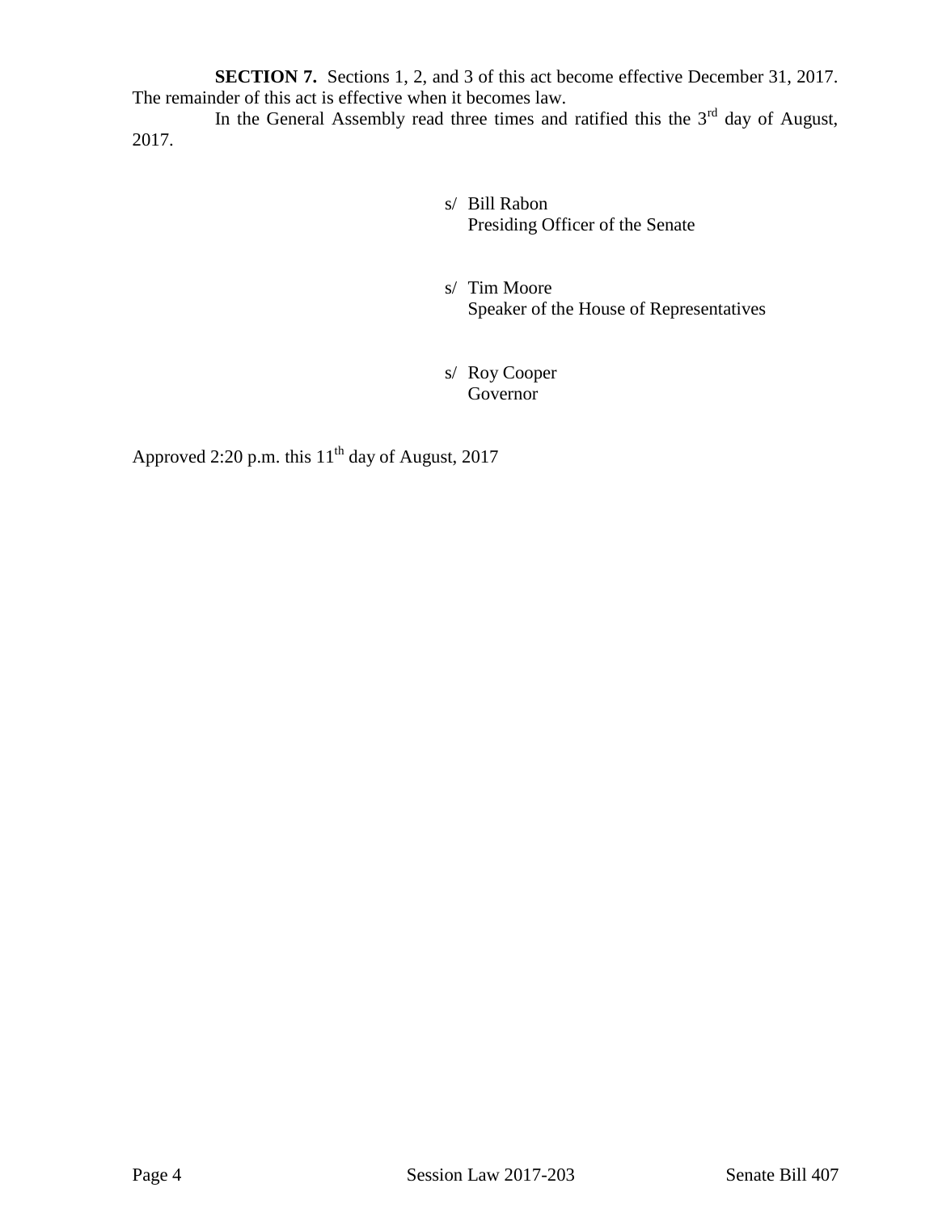**SECTION 7.** Sections 1, 2, and 3 of this act become effective December 31, 2017. The remainder of this act is effective when it becomes law.

In the General Assembly read three times and ratified this the 3rd day of August, 2017.

s/ Bill Rabon
Presiding Officer of the Senate

s/ Tim Moore
Speaker of the House of Representatives

s/ Roy Cooper
Governor

Approved 2:20 p.m. this 11th day of August, 2017